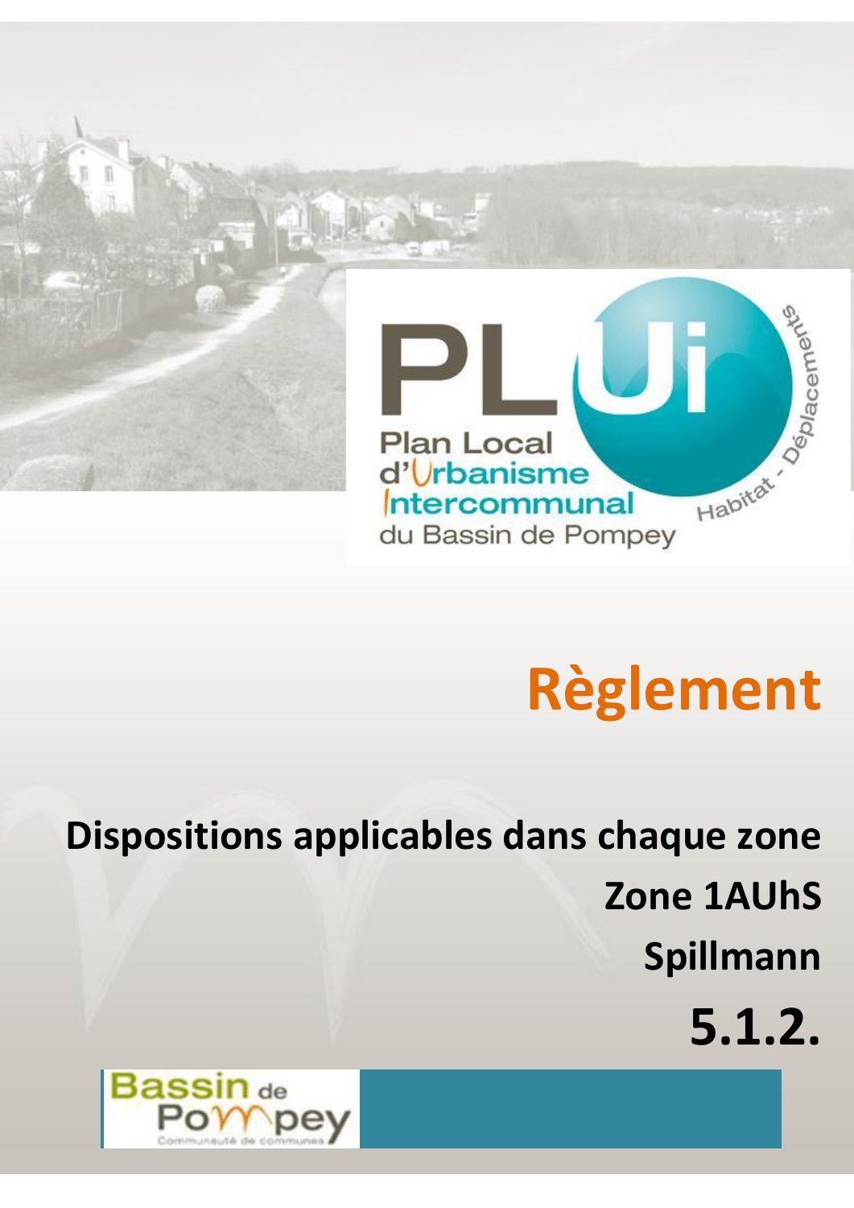PLUi

Plan Local d'Urbanisme Intercommunal du Bassin de Pompey

Habitat - Déplacements

# Règlement

## Dispositions applicables dans chaque zone

## Zone 1AUhS

## Spillmann

## 5.1.2.

Bassin de Pompey

Communauté de communes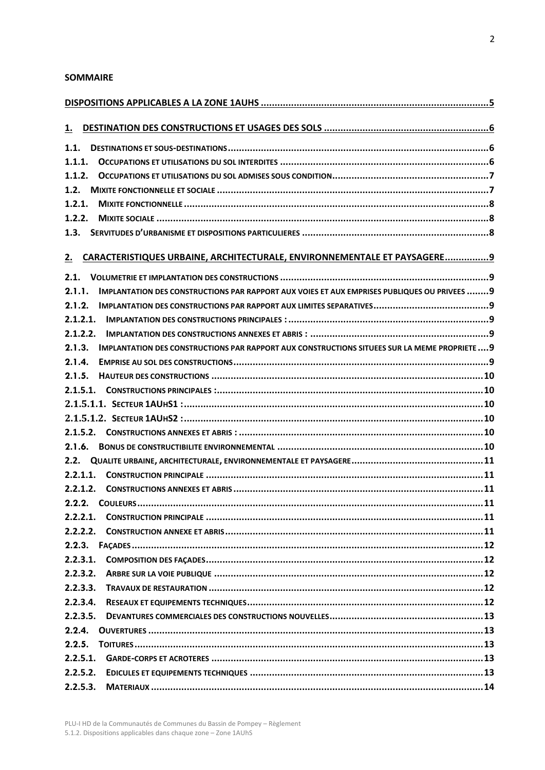**SOMMAIRE**

DISPOSITIONS APPLICABLES A LA ZONE 1AUHS .......... 5

1. DESTINATION DES CONSTRUCTIONS ET USAGES DES SOLS .......... 6

1.1. DESTINATIONS ET SOUS-DESTINATIONS .......... 6
1.1.1. OCCUPATIONS ET UTILISATIONS DU SOL INTERDITES .......... 6
1.1.2. OCCUPATIONS ET UTILISATIONS DU SOL ADMISES SOUS CONDITION .......... 7
1.2. MIXITE FONCTIONNELLE ET SOCIALE .......... 7
1.2.1. MIXITE FONCTIONNELLE .......... 8
1.2.2. MIXITE SOCIALE .......... 8
1.3. SERVITUDES D'URBANISME ET DISPOSITIONS PARTICULIERES .......... 8

2. CARACTERISTIQUES URBAINE, ARCHITECTURALE, ENVIRONNEMENTALE ET PAYSAGERE .......... 9

2.1. VOLUMETRIE ET IMPLANTATION DES CONSTRUCTIONS .......... 9
2.1.1. IMPLANTATION DES CONSTRUCTIONS PAR RAPPORT AUX VOIES ET AUX EMPRISES PUBLIQUES OU PRIVEES .......... 9
2.1.2. IMPLANTATION DES CONSTRUCTIONS PAR RAPPORT AUX LIMITES SEPARATIVES .......... 9
2.1.2.1. IMPLANTATION DES CONSTRUCTIONS PRINCIPALES : .......... 9
2.1.2.2. IMPLANTATION DES CONSTRUCTIONS ANNEXES ET ABRIS : .......... 9
2.1.3. IMPLANTATION DES CONSTRUCTIONS PAR RAPPORT AUX CONSTRUCTIONS SITUEES SUR LA MEME PROPRIETE .......... 9
2.1.4. EMPRISE AU SOL DES CONSTRUCTIONS .......... 9
2.1.5. HAUTEUR DES CONSTRUCTIONS .......... 10
2.1.5.1. CONSTRUCTIONS PRINCIPALES : .......... 10
2.1.5.1.1. SECTEUR 1AUHS1 : .......... 10
2.1.5.1.2. SECTEUR 1AUHS2 : .......... 10
2.1.5.2. CONSTRUCTIONS ANNEXES ET ABRIS : .......... 10
2.1.6. BONUS DE CONSTRUCTIBILITE ENVIRONNEMENTAL .......... 10
2.2. QUALITE URBAINE, ARCHITECTURALE, ENVIRONNEMENTALE ET PAYSAGERE .......... 11
2.2.1.1. CONSTRUCTION PRINCIPALE .......... 11
2.2.1.2. CONSTRUCTIONS ANNEXES ET ABRIS .......... 11
2.2.2. COULEURS .......... 11
2.2.2.1. CONSTRUCTION PRINCIPALE .......... 11
2.2.2.2. CONSTRUCTION ANNEXE ET ABRIS .......... 11
2.2.3. FAÇADES .......... 12
2.2.3.1. COMPOSITION DES FAÇADES .......... 12
2.2.3.2. ARBRE SUR LA VOIE PUBLIQUE .......... 12
2.2.3.3. TRAVAUX DE RESTAURATION .......... 12
2.2.3.4. RESEAUX ET EQUIPEMENTS TECHNIQUES .......... 12
2.2.3.5. DEVANTURES COMMERCIALES DES CONSTRUCTIONS NOUVELLES .......... 13
2.2.4. OUVERTURES .......... 13
2.2.5. TOITURES .......... 13
2.2.5.1. GARDE-CORPS ET ACROTERES .......... 13
2.2.5.2. EDICULES ET EQUIPEMENTS TECHNIQUES .......... 13
2.2.5.3. MATERIAUX .......... 14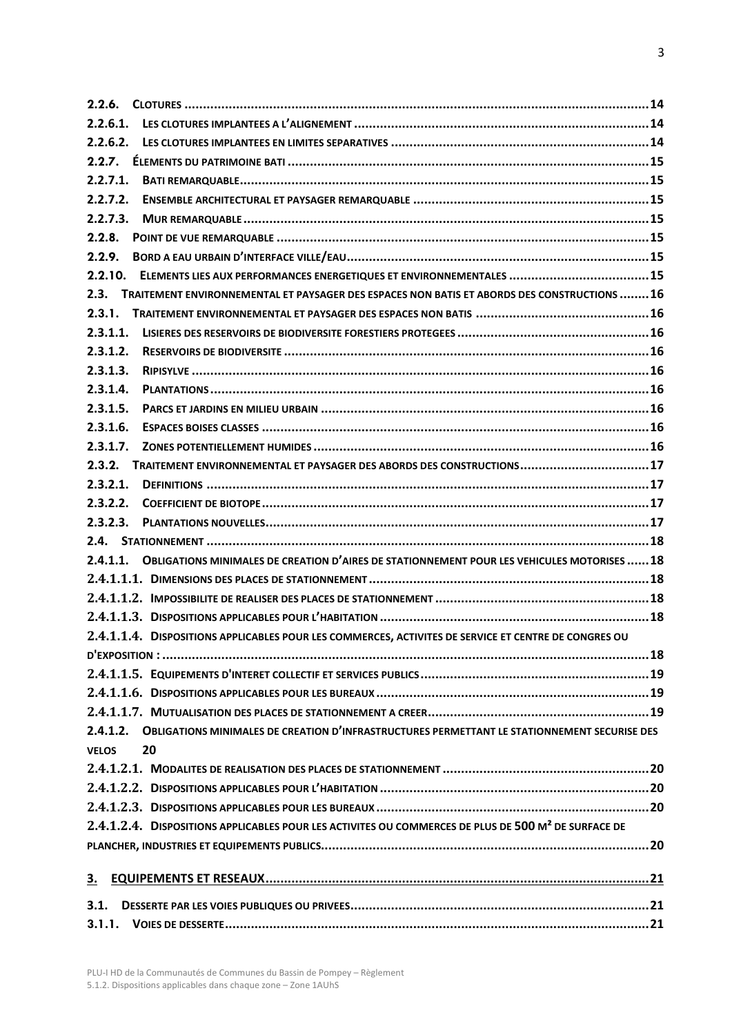**2.2.6. CLOTURES** .......... 14

**2.2.6.1. LES CLOTURES IMPLANTEES A L'ALIGNEMENT** .......... 14

**2.2.6.2. LES CLOTURES IMPLANTEES EN LIMITES SEPARATIVES** .......... 14

**2.2.7. ÉLEMENTS DU PATRIMOINE BATI** .......... 15

**2.2.7.1. BATI REMARQUABLE** .......... 15

**2.2.7.2. ENSEMBLE ARCHITECTURAL ET PAYSAGER REMARQUABLE** .......... 15

**2.2.7.3. MUR REMARQUABLE** .......... 15

**2.2.8. POINT DE VUE REMARQUABLE** .......... 15

**2.2.9. BORD A EAU URBAIN D'INTERFACE VILLE/EAU** .......... 15

**2.2.10. ELEMENTS LIES AUX PERFORMANCES ENERGETIQUES ET ENVIRONNEMENTALES** .......... 15

**2.3. TRAITEMENT ENVIRONNEMENTAL ET PAYSAGER DES ESPACES NON BATIS ET ABORDS DES CONSTRUCTIONS** .......... 16

**2.3.1. TRAITEMENT ENVIRONNEMENTAL ET PAYSAGER DES ESPACES NON BATIS** .......... 16

**2.3.1.1. LISIERES DES RESERVOIRS DE BIODIVERSITE FORESTIERS PROTEGEES** .......... 16

**2.3.1.2. RESERVOIRS DE BIODIVERSITE** .......... 16

**2.3.1.3. RIPISYLVE** .......... 16

**2.3.1.4. PLANTATIONS** .......... 16

**2.3.1.5. PARCS ET JARDINS EN MILIEU URBAIN** .......... 16

**2.3.1.6. ESPACES BOISES CLASSES** .......... 16

**2.3.1.7. ZONES POTENTIELLEMENT HUMIDES** .......... 16

**2.3.2. TRAITEMENT ENVIRONNEMENTAL ET PAYSAGER DES ABORDS DES CONSTRUCTIONS** .......... 17

**2.3.2.1. DEFINITIONS** .......... 17

**2.3.2.2. COEFFICIENT DE BIOTOPE** .......... 17

**2.3.2.3. PLANTATIONS NOUVELLES** .......... 17

**2.4. STATIONNEMENT** .......... 18

**2.4.1.1. OBLIGATIONS MINIMALES DE CREATION D'AIRES DE STATIONNEMENT POUR LES VEHICULES MOTORISES** .......... 18

**2.4.1.1.1. DIMENSIONS DES PLACES DE STATIONNEMENT** .......... 18

**2.4.1.1.2. IMPOSSIBILITE DE REALISER DES PLACES DE STATIONNEMENT** .......... 18

**2.4.1.1.3. DISPOSITIONS APPLICABLES POUR L'HABITATION** .......... 18

**2.4.1.1.4. DISPOSITIONS APPLICABLES POUR LES COMMERCES, ACTIVITES DE SERVICE ET CENTRE DE CONGRES OU D'EXPOSITION :** .......... 18

**2.4.1.1.5. EQUIPEMENTS D'INTERET COLLECTIF ET SERVICES PUBLICS** .......... 19

**2.4.1.1.6. DISPOSITIONS APPLICABLES POUR LES BUREAUX** .......... 19

**2.4.1.1.7. MUTUALISATION DES PLACES DE STATIONNEMENT A CREER** .......... 19

**2.4.1.2. OBLIGATIONS MINIMALES DE CREATION D'INFRASTRUCTURES PERMETTANT LE STATIONNEMENT SECURISE DES VELOS** 20

**2.4.1.2.1. MODALITES DE REALISATION DES PLACES DE STATIONNEMENT** .......... 20

**2.4.1.2.2. DISPOSITIONS APPLICABLES POUR L'HABITATION** .......... 20

**2.4.1.2.3. DISPOSITIONS APPLICABLES POUR LES BUREAUX** .......... 20

**2.4.1.2.4. DISPOSITIONS APPLICABLES POUR LES ACTIVITES OU COMMERCES DE PLUS DE 500 M² DE SURFACE DE PLANCHER, INDUSTRIES ET EQUIPEMENTS PUBLICS** .......... 20

**3. EQUIPEMENTS ET RESEAUX** .......... 21

**3.1. DESSERTE PAR LES VOIES PUBLIQUES OU PRIVEES** .......... 21

**3.1.1. VOIES DE DESSERTE** .......... 21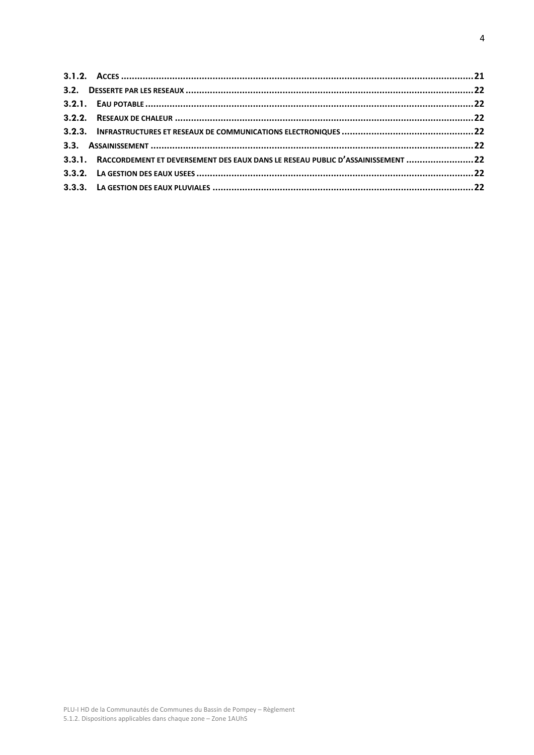**3.1.2. ACCES** .......... **21**

**3.2. DESSERTE PAR LES RESEAUX** .......... **22**

**3.2.1. EAU POTABLE** .......... **22**

**3.2.2. RESEAUX DE CHALEUR** .......... **22**

**3.2.3. INFRASTRUCTURES ET RESEAUX DE COMMUNICATIONS ELECTRONIQUES** .......... **22**

**3.3. ASSAINISSEMENT** .......... **22**

**3.3.1. RACCORDEMENT ET DEVERSEMENT DES EAUX DANS LE RESEAU PUBLIC D'ASSAINISSEMENT** .......... **22**

**3.3.2. LA GESTION DES EAUX USEES** .......... **22**

**3.3.3. LA GESTION DES EAUX PLUVIALES** .......... **22**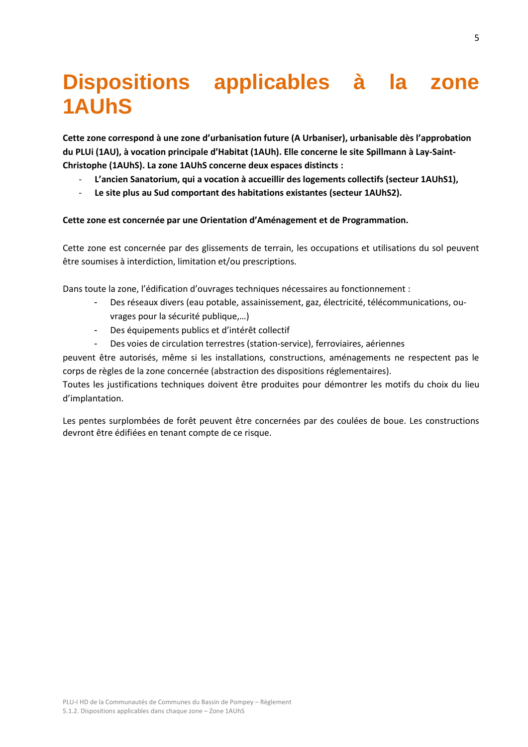# Dispositions applicables à la zone 1AUhS

**Cette zone correspond à une zone d'urbanisation future (A Urbaniser), urbanisable dès l'approbation du PLUi (1AU), à vocation principale d'Habitat (1AUh). Elle concerne le site Spillmann à Lay-Saint-Christophe (1AUhS). La zone 1AUhS concerne deux espaces distincts :**

- **L'ancien Sanatorium, qui a vocation à accueillir des logements collectifs (secteur 1AUhS1),**
- **Le site plus au Sud comportant des habitations existantes (secteur 1AUhS2).**

**Cette zone est concernée par une Orientation d'Aménagement et de Programmation.**

Cette zone est concernée par des glissements de terrain, les occupations et utilisations du sol peuvent être soumises à interdiction, limitation et/ou prescriptions.

Dans toute la zone, l'édification d'ouvrages techniques nécessaires au fonctionnement :

- Des réseaux divers (eau potable, assainissement, gaz, électricité, télécommunications, ouvrages pour la sécurité publique,…)
- Des équipements publics et d'intérêt collectif
- Des voies de circulation terrestres (station-service), ferroviaires, aériennes

peuvent être autorisés, même si les installations, constructions, aménagements ne respectent pas le corps de règles de la zone concernée (abstraction des dispositions réglementaires).
Toutes les justifications techniques doivent être produites pour démontrer les motifs du choix du lieu d'implantation.

Les pentes surplombées de forêt peuvent être concernées par des coulées de boue. Les constructions devront être édifiées en tenant compte de ce risque.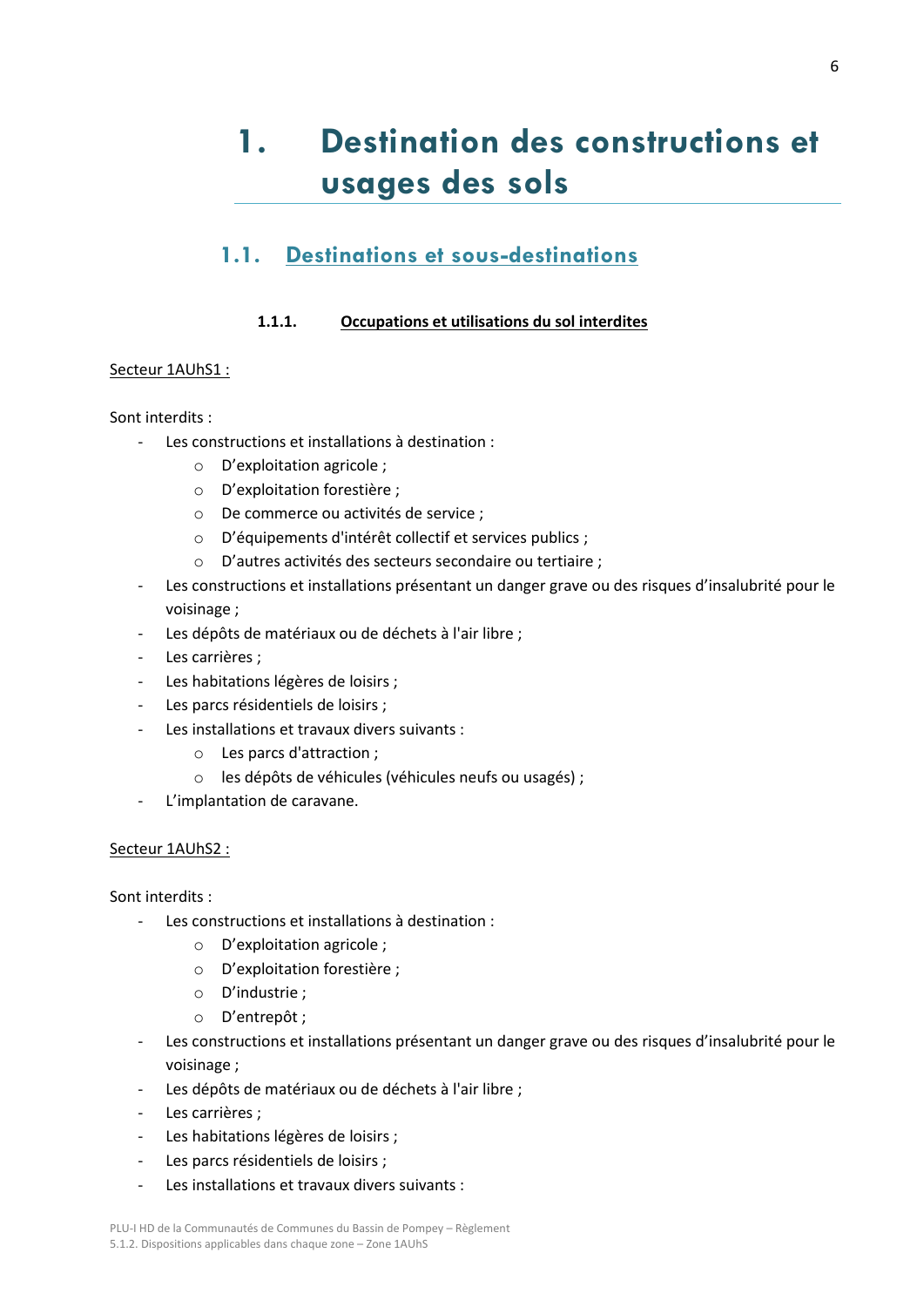# 1. Destination des constructions et usages des sols

## 1.1. Destinations et sous-destinations

### 1.1.1. Occupations et utilisations du sol interdites

Secteur 1AUhS1 :

Sont interdits :

- Les constructions et installations à destination :
  - D'exploitation agricole ;
  - D'exploitation forestière ;
  - De commerce ou activités de service ;
  - D'équipements d'intérêt collectif et services publics ;
  - D'autres activités des secteurs secondaire ou tertiaire ;
- Les constructions et installations présentant un danger grave ou des risques d'insalubrité pour le voisinage ;
- Les dépôts de matériaux ou de déchets à l'air libre ;
- Les carrières ;
- Les habitations légères de loisirs ;
- Les parcs résidentiels de loisirs ;
- Les installations et travaux divers suivants :
  - Les parcs d'attraction ;
  - les dépôts de véhicules (véhicules neufs ou usagés) ;
- L'implantation de caravane.

Secteur 1AUhS2 :

Sont interdits :

- Les constructions et installations à destination :
  - D'exploitation agricole ;
  - D'exploitation forestière ;
  - D'industrie ;
  - D'entrepôt ;
- Les constructions et installations présentant un danger grave ou des risques d'insalubrité pour le voisinage ;
- Les dépôts de matériaux ou de déchets à l'air libre ;
- Les carrières ;
- Les habitations légères de loisirs ;
- Les parcs résidentiels de loisirs ;
- Les installations et travaux divers suivants :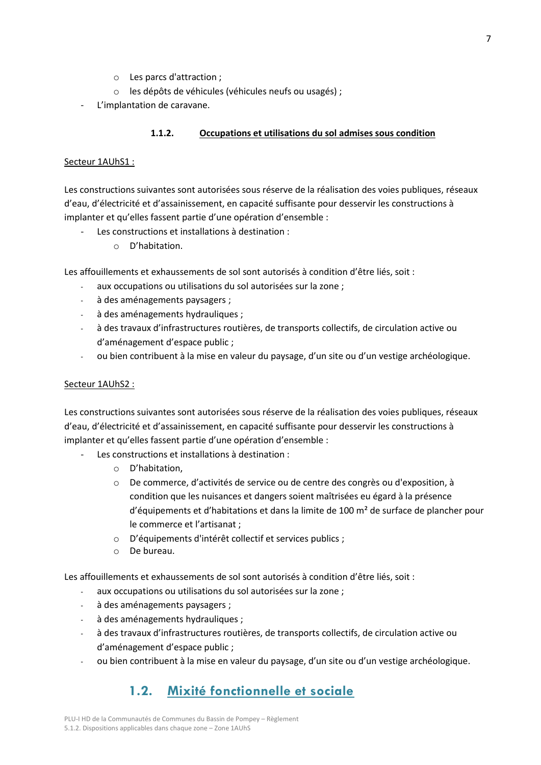- Les parcs d'attraction ;
  - les dépôts de véhicules (véhicules neufs ou usagés) ;
- L'implantation de caravane.

#### 1.1.2. Occupations et utilisations du sol admises sous condition

Secteur 1AUhS1 :

Les constructions suivantes sont autorisées sous réserve de la réalisation des voies publiques, réseaux d'eau, d'électricité et d'assainissement, en capacité suffisante pour desservir les constructions à implanter et qu'elles fassent partie d'une opération d'ensemble :

- Les constructions et installations à destination :
  - D'habitation.

Les affouillements et exhaussements de sol sont autorisés à condition d'être liés, soit :

- aux occupations ou utilisations du sol autorisées sur la zone ;
- à des aménagements paysagers ;
- à des aménagements hydrauliques ;
- à des travaux d'infrastructures routières, de transports collectifs, de circulation active ou d'aménagement d'espace public ;
- ou bien contribuent à la mise en valeur du paysage, d'un site ou d'un vestige archéologique.

Secteur 1AUhS2 :

Les constructions suivantes sont autorisées sous réserve de la réalisation des voies publiques, réseaux d'eau, d'électricité et d'assainissement, en capacité suffisante pour desservir les constructions à implanter et qu'elles fassent partie d'une opération d'ensemble :

- Les constructions et installations à destination :
  - D'habitation,
  - De commerce, d'activités de service ou de centre des congrès ou d'exposition, à condition que les nuisances et dangers soient maîtrisées eu égard à la présence d'équipements et d'habitations et dans la limite de 100 m² de surface de plancher pour le commerce et l'artisanat ;
  - D'équipements d'intérêt collectif et services publics ;
  - De bureau.

Les affouillements et exhaussements de sol sont autorisés à condition d'être liés, soit :

- aux occupations ou utilisations du sol autorisées sur la zone ;
- à des aménagements paysagers ;
- à des aménagements hydrauliques ;
- à des travaux d'infrastructures routières, de transports collectifs, de circulation active ou d'aménagement d'espace public ;
- ou bien contribuent à la mise en valeur du paysage, d'un site ou d'un vestige archéologique.

### 1.2. Mixité fonctionnelle et sociale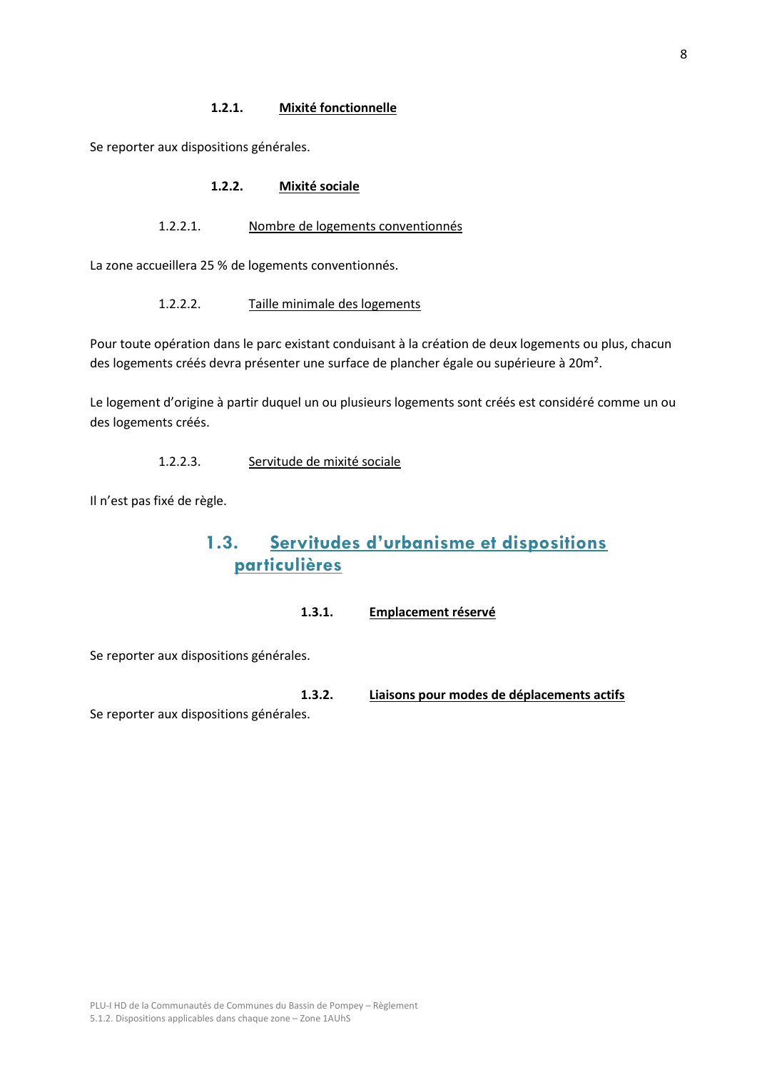#### 1.2.1. Mixité fonctionnelle

Se reporter aux dispositions générales.

#### 1.2.2. Mixité sociale

##### 1.2.2.1. Nombre de logements conventionnés

La zone accueillera 25 % de logements conventionnés.

##### 1.2.2.2. Taille minimale des logements

Pour toute opération dans le parc existant conduisant à la création de deux logements ou plus, chacun des logements créés devra présenter une surface de plancher égale ou supérieure à 20m².

Le logement d'origine à partir duquel un ou plusieurs logements sont créés est considéré comme un ou des logements créés.

##### 1.2.2.3. Servitude de mixité sociale

Il n'est pas fixé de règle.

### 1.3. Servitudes d'urbanisme et dispositions particulières

#### 1.3.1. Emplacement réservé

Se reporter aux dispositions générales.

#### 1.3.2. Liaisons pour modes de déplacements actifs

Se reporter aux dispositions générales.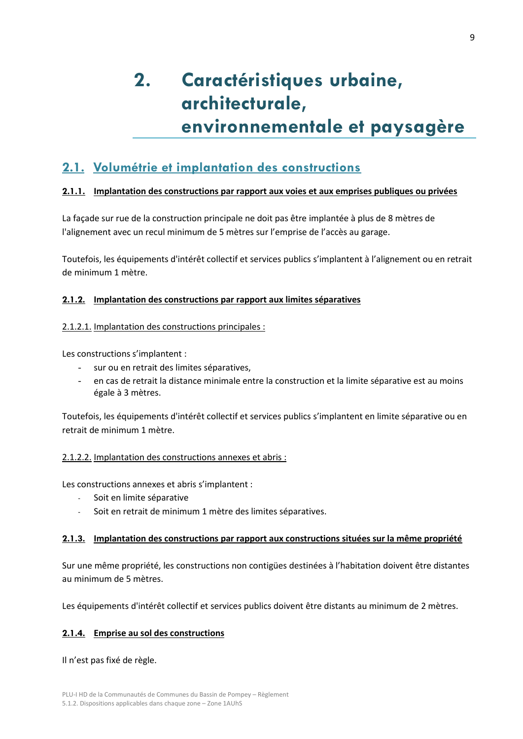# 2. Caractéristiques urbaine, architecturale, environnementale et paysagère

## 2.1. Volumétrie et implantation des constructions

### 2.1.1. Implantation des constructions par rapport aux voies et aux emprises publiques ou privées

La façade sur rue de la construction principale ne doit pas être implantée à plus de 8 mètres de l'alignement avec un recul minimum de 5 mètres sur l'emprise de l'accès au garage.

Toutefois, les équipements d'intérêt collectif et services publics s'implantent à l'alignement ou en retrait de minimum 1 mètre.

### 2.1.2. Implantation des constructions par rapport aux limites séparatives

#### 2.1.2.1. Implantation des constructions principales :

Les constructions s'implantent :

- sur ou en retrait des limites séparatives,
- en cas de retrait la distance minimale entre la construction et la limite séparative est au moins égale à 3 mètres.

Toutefois, les équipements d'intérêt collectif et services publics s'implantent en limite séparative ou en retrait de minimum 1 mètre.

#### 2.1.2.2. Implantation des constructions annexes et abris :

Les constructions annexes et abris s'implantent :

- Soit en limite séparative
- Soit en retrait de minimum 1 mètre des limites séparatives.

### 2.1.3. Implantation des constructions par rapport aux constructions situées sur la même propriété

Sur une même propriété, les constructions non contigües destinées à l'habitation doivent être distantes au minimum de 5 mètres.

Les équipements d'intérêt collectif et services publics doivent être distants au minimum de 2 mètres.

### 2.1.4. Emprise au sol des constructions

Il n'est pas fixé de règle.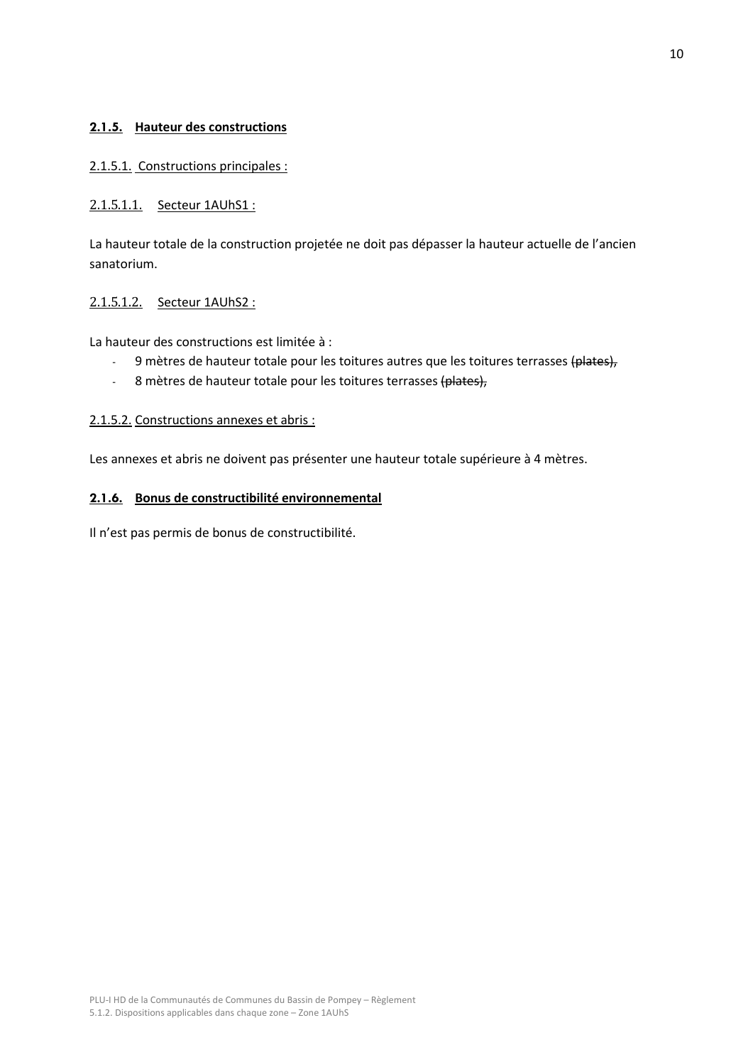### **2.1.5. Hauteur des constructions**

2.1.5.1. Constructions principales :

2.1.5.1.1. Secteur 1AUhS1 :

La hauteur totale de la construction projetée ne doit pas dépasser la hauteur actuelle de l'ancien sanatorium.

2.1.5.1.2. Secteur 1AUhS2 :

La hauteur des constructions est limitée à :

- 9 mètres de hauteur totale pour les toitures autres que les toitures terrasses ~~(plates),~~
- 8 mètres de hauteur totale pour les toitures terrasses ~~(plates),~~

2.1.5.2. Constructions annexes et abris :

Les annexes et abris ne doivent pas présenter une hauteur totale supérieure à 4 mètres.

### **2.1.6. Bonus de constructibilité environnemental**

Il n'est pas permis de bonus de constructibilité.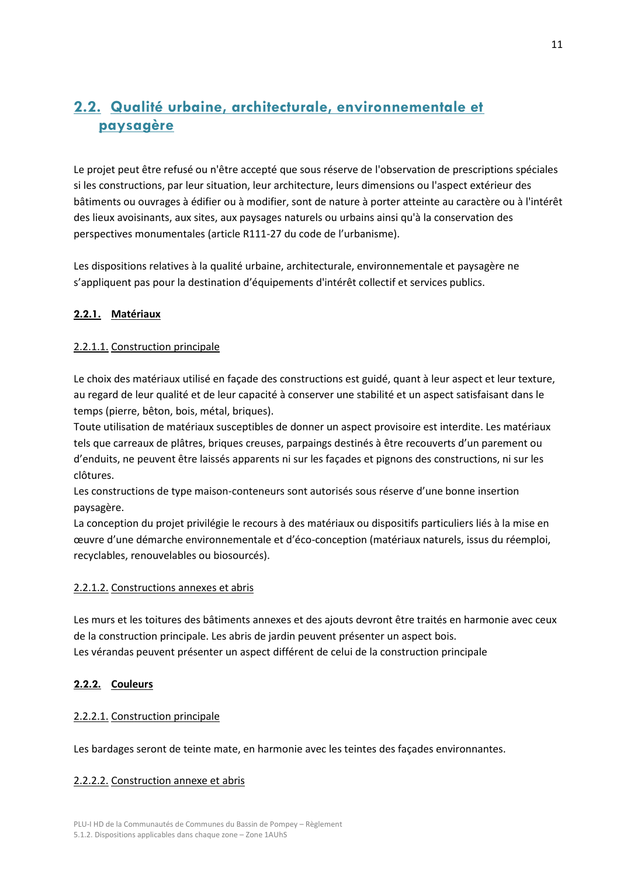## 2.2. Qualité urbaine, architecturale, environnementale et paysagère

Le projet peut être refusé ou n'être accepté que sous réserve de l'observation de prescriptions spéciales si les constructions, par leur situation, leur architecture, leurs dimensions ou l'aspect extérieur des bâtiments ou ouvrages à édifier ou à modifier, sont de nature à porter atteinte au caractère ou à l'intérêt des lieux avoisinants, aux sites, aux paysages naturels ou urbains ainsi qu'à la conservation des perspectives monumentales (article R111-27 du code de l'urbanisme).

Les dispositions relatives à la qualité urbaine, architecturale, environnementale et paysagère ne s'appliquent pas pour la destination d'équipements d'intérêt collectif et services publics.

### 2.2.1. Matériaux

#### 2.2.1.1. Construction principale

Le choix des matériaux utilisé en façade des constructions est guidé, quant à leur aspect et leur texture, au regard de leur qualité et de leur capacité à conserver une stabilité et un aspect satisfaisant dans le temps (pierre, bêton, bois, métal, briques).
Toute utilisation de matériaux susceptibles de donner un aspect provisoire est interdite. Les matériaux tels que carreaux de plâtres, briques creuses, parpaings destinés à être recouverts d'un parement ou d'enduits, ne peuvent être laissés apparents ni sur les façades et pignons des constructions, ni sur les clôtures.
Les constructions de type maison-conteneurs sont autorisés sous réserve d'une bonne insertion paysagère.
La conception du projet privilégie le recours à des matériaux ou dispositifs particuliers liés à la mise en œuvre d'une démarche environnementale et d'éco-conception (matériaux naturels, issus du réemploi, recyclables, renouvelables ou biosourcés).

#### 2.2.1.2. Constructions annexes et abris

Les murs et les toitures des bâtiments annexes et des ajouts devront être traités en harmonie avec ceux de la construction principale. Les abris de jardin peuvent présenter un aspect bois.
Les vérandas peuvent présenter un aspect différent de celui de la construction principale

### 2.2.2. Couleurs

#### 2.2.2.1. Construction principale

Les bardages seront de teinte mate, en harmonie avec les teintes des façades environnantes.

#### 2.2.2.2. Construction annexe et abris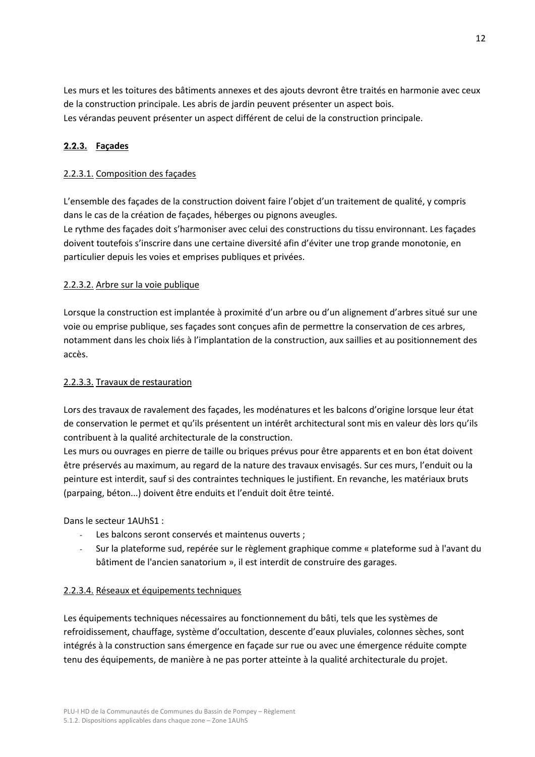Les murs et les toitures des bâtiments annexes et des ajouts devront être traités en harmonie avec ceux de la construction principale. Les abris de jardin peuvent présenter un aspect bois.
Les vérandas peuvent présenter un aspect différent de celui de la construction principale.

### <u>2.2.3. Façades</u>

#### <u>2.2.3.1. Composition des façades</u>

L'ensemble des façades de la construction doivent faire l'objet d'un traitement de qualité, y compris dans le cas de la création de façades, héberges ou pignons aveugles.
Le rythme des façades doit s'harmoniser avec celui des constructions du tissu environnant. Les façades doivent toutefois s'inscrire dans une certaine diversité afin d'éviter une trop grande monotonie, en particulier depuis les voies et emprises publiques et privées.

#### <u>2.2.3.2. Arbre sur la voie publique</u>

Lorsque la construction est implantée à proximité d'un arbre ou d'un alignement d'arbres situé sur une voie ou emprise publique, ses façades sont conçues afin de permettre la conservation de ces arbres, notamment dans les choix liés à l'implantation de la construction, aux saillies et au positionnement des accès.

#### <u>2.2.3.3. Travaux de restauration</u>

Lors des travaux de ravalement des façades, les modénatures et les balcons d'origine lorsque leur état de conservation le permet et qu'ils présentent un intérêt architectural sont mis en valeur dès lors qu'ils contribuent à la qualité architecturale de la construction.
Les murs ou ouvrages en pierre de taille ou briques prévus pour être apparents et en bon état doivent être préservés au maximum, au regard de la nature des travaux envisagés. Sur ces murs, l'enduit ou la peinture est interdit, sauf si des contraintes techniques le justifient. En revanche, les matériaux bruts (parpaing, béton...) doivent être enduits et l'enduit doit être teinté.

Dans le secteur 1AUhS1 :

- Les balcons seront conservés et maintenus ouverts ;
- Sur la plateforme sud, repérée sur le règlement graphique comme « plateforme sud à l'avant du bâtiment de l'ancien sanatorium », il est interdit de construire des garages.

#### <u>2.2.3.4. Réseaux et équipements techniques</u>

Les équipements techniques nécessaires au fonctionnement du bâti, tels que les systèmes de refroidissement, chauffage, système d'occultation, descente d'eaux pluviales, colonnes sèches, sont intégrés à la construction sans émergence en façade sur rue ou avec une émergence réduite compte tenu des équipements, de manière à ne pas porter atteinte à la qualité architecturale du projet.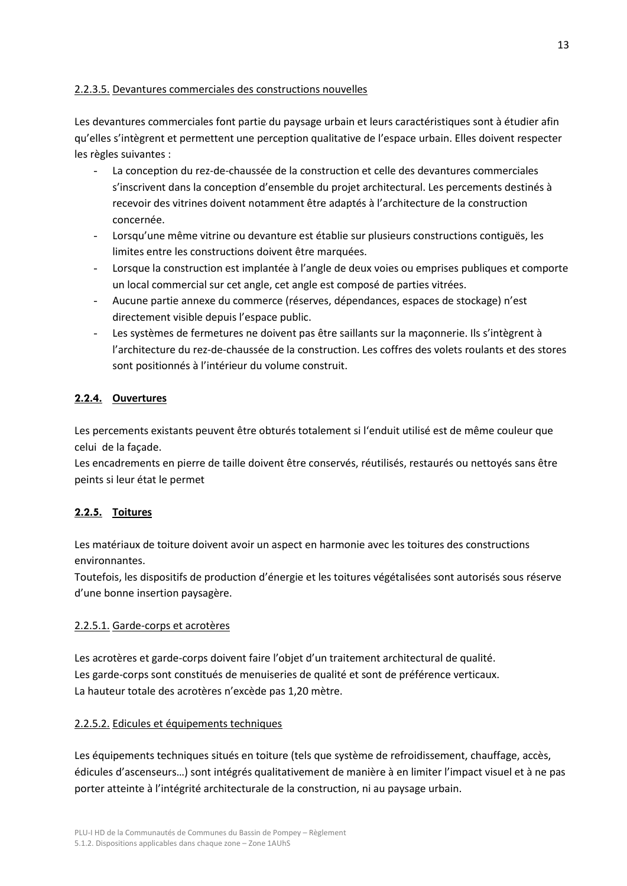2.2.3.5. Devantures commerciales des constructions nouvelles

Les devantures commerciales font partie du paysage urbain et leurs caractéristiques sont à étudier afin qu'elles s'intègrent et permettent une perception qualitative de l'espace urbain. Elles doivent respecter les règles suivantes :

- La conception du rez-de-chaussée de la construction et celle des devantures commerciales s'inscrivent dans la conception d'ensemble du projet architectural. Les percements destinés à recevoir des vitrines doivent notamment être adaptés à l'architecture de la construction concernée.
- Lorsqu'une même vitrine ou devanture est établie sur plusieurs constructions contiguës, les limites entre les constructions doivent être marquées.
- Lorsque la construction est implantée à l'angle de deux voies ou emprises publiques et comporte un local commercial sur cet angle, cet angle est composé de parties vitrées.
- Aucune partie annexe du commerce (réserves, dépendances, espaces de stockage) n'est directement visible depuis l'espace public.
- Les systèmes de fermetures ne doivent pas être saillants sur la maçonnerie. Ils s'intègrent à l'architecture du rez-de-chaussée de la construction. Les coffres des volets roulants et des stores sont positionnés à l'intérieur du volume construit.

### 2.2.4. Ouvertures

Les percements existants peuvent être obturés totalement si l'enduit utilisé est de même couleur que celui de la façade.
Les encadrements en pierre de taille doivent être conservés, réutilisés, restaurés ou nettoyés sans être peints si leur état le permet

### 2.2.5. Toitures

Les matériaux de toiture doivent avoir un aspect en harmonie avec les toitures des constructions environnantes.
Toutefois, les dispositifs de production d'énergie et les toitures végétalisées sont autorisés sous réserve d'une bonne insertion paysagère.

2.2.5.1. Garde-corps et acrotères

Les acrotères et garde-corps doivent faire l'objet d'un traitement architectural de qualité.
Les garde-corps sont constitués de menuiseries de qualité et sont de préférence verticaux.
La hauteur totale des acrotères n'excède pas 1,20 mètre.

2.2.5.2. Edicules et équipements techniques

Les équipements techniques situés en toiture (tels que système de refroidissement, chauffage, accès, édicules d'ascenseurs…) sont intégrés qualitativement de manière à en limiter l'impact visuel et à ne pas porter atteinte à l'intégrité architecturale de la construction, ni au paysage urbain.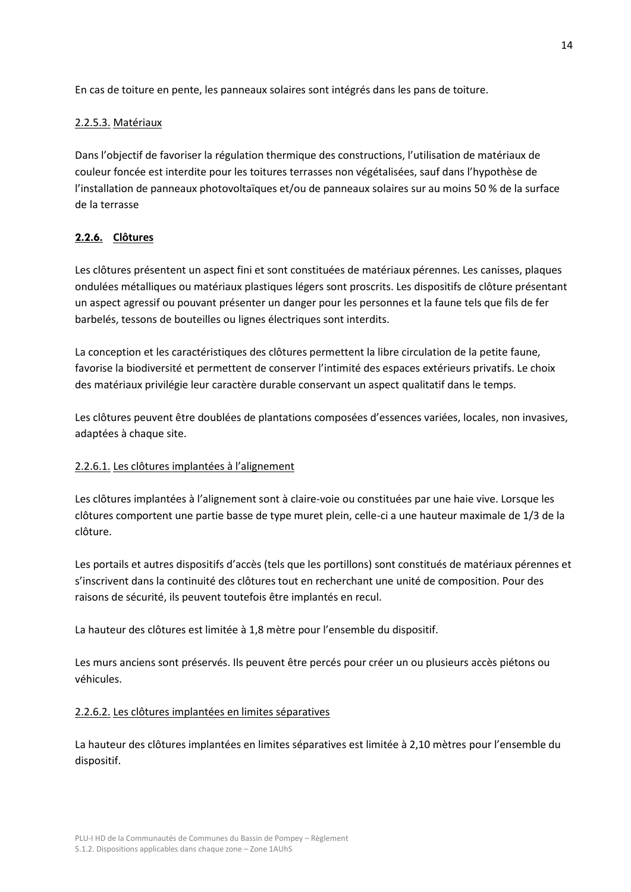En cas de toiture en pente, les panneaux solaires sont intégrés dans les pans de toiture.

2.2.5.3. Matériaux

Dans l'objectif de favoriser la régulation thermique des constructions, l'utilisation de matériaux de couleur foncée est interdite pour les toitures terrasses non végétalisées, sauf dans l'hypothèse de l'installation de panneaux photovoltaïques et/ou de panneaux solaires sur au moins 50 % de la surface de la terrasse

### 2.2.6. Clôtures

Les clôtures présentent un aspect fini et sont constituées de matériaux pérennes. Les canisses, plaques ondulées métalliques ou matériaux plastiques légers sont proscrits. Les dispositifs de clôture présentant un aspect agressif ou pouvant présenter un danger pour les personnes et la faune tels que fils de fer barbelés, tessons de bouteilles ou lignes électriques sont interdits.

La conception et les caractéristiques des clôtures permettent la libre circulation de la petite faune, favorise la biodiversité et permettent de conserver l'intimité des espaces extérieurs privatifs. Le choix des matériaux privilégie leur caractère durable conservant un aspect qualitatif dans le temps.

Les clôtures peuvent être doublées de plantations composées d'essences variées, locales, non invasives, adaptées à chaque site.

2.2.6.1. Les clôtures implantées à l'alignement

Les clôtures implantées à l'alignement sont à claire-voie ou constituées par une haie vive. Lorsque les clôtures comportent une partie basse de type muret plein, celle-ci a une hauteur maximale de 1/3 de la clôture.

Les portails et autres dispositifs d'accès (tels que les portillons) sont constitués de matériaux pérennes et s'inscrivent dans la continuité des clôtures tout en recherchant une unité de composition. Pour des raisons de sécurité, ils peuvent toutefois être implantés en recul.

La hauteur des clôtures est limitée à 1,8 mètre pour l'ensemble du dispositif.

Les murs anciens sont préservés. Ils peuvent être percés pour créer un ou plusieurs accès piétons ou véhicules.

2.2.6.2. Les clôtures implantées en limites séparatives

La hauteur des clôtures implantées en limites séparatives est limitée à 2,10 mètres pour l'ensemble du dispositif.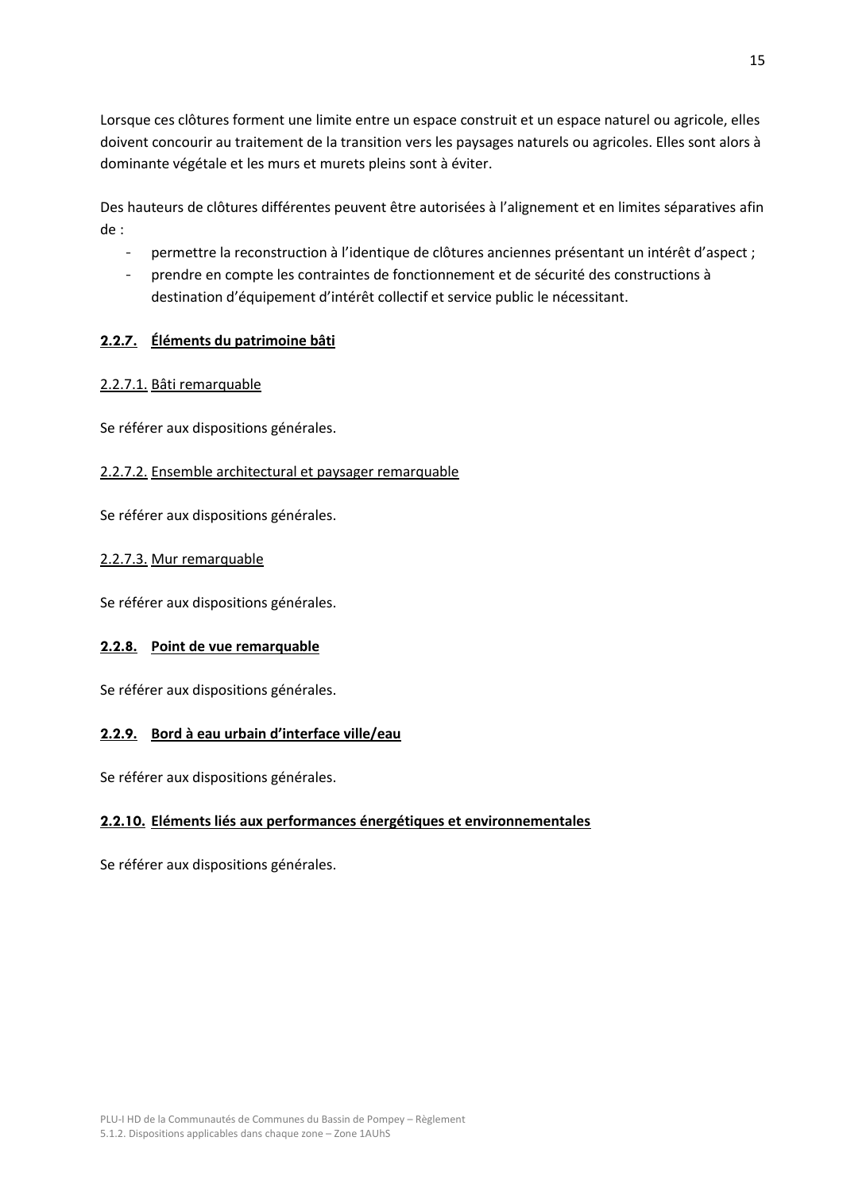Lorsque ces clôtures forment une limite entre un espace construit et un espace naturel ou agricole, elles doivent concourir au traitement de la transition vers les paysages naturels ou agricoles. Elles sont alors à dominante végétale et les murs et murets pleins sont à éviter.

Des hauteurs de clôtures différentes peuvent être autorisées à l'alignement et en limites séparatives afin de :

- permettre la reconstruction à l'identique de clôtures anciennes présentant un intérêt d'aspect ;
- prendre en compte les contraintes de fonctionnement et de sécurité des constructions à destination d'équipement d'intérêt collectif et service public le nécessitant.

### 2.2.7. Éléments du patrimoine bâti

#### 2.2.7.1. Bâti remarquable

Se référer aux dispositions générales.

#### 2.2.7.2. Ensemble architectural et paysager remarquable

Se référer aux dispositions générales.

#### 2.2.7.3. Mur remarquable

Se référer aux dispositions générales.

### 2.2.8. Point de vue remarquable

Se référer aux dispositions générales.

### 2.2.9. Bord à eau urbain d'interface ville/eau

Se référer aux dispositions générales.

### 2.2.10. Eléments liés aux performances énergétiques et environnementales

Se référer aux dispositions générales.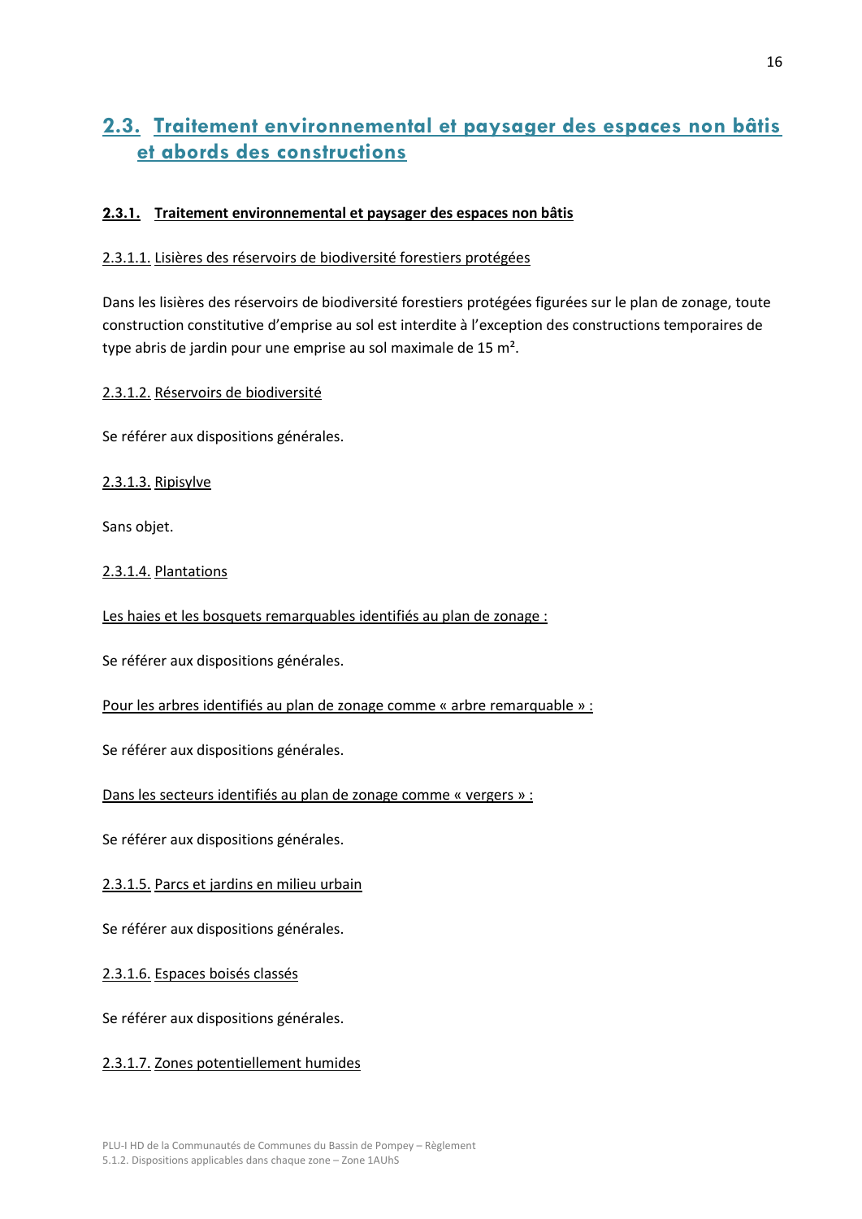## 2.3. Traitement environnemental et paysager des espaces non bâtis et abords des constructions

### 2.3.1. Traitement environnemental et paysager des espaces non bâtis

#### 2.3.1.1. Lisières des réservoirs de biodiversité forestiers protégées

Dans les lisières des réservoirs de biodiversité forestiers protégées figurées sur le plan de zonage, toute construction constitutive d'emprise au sol est interdite à l'exception des constructions temporaires de type abris de jardin pour une emprise au sol maximale de 15 m².

#### 2.3.1.2. Réservoirs de biodiversité

Se référer aux dispositions générales.

#### 2.3.1.3. Ripisylve

Sans objet.

#### 2.3.1.4. Plantations

Les haies et les bosquets remarquables identifiés au plan de zonage :

Se référer aux dispositions générales.

Pour les arbres identifiés au plan de zonage comme « arbre remarquable » :

Se référer aux dispositions générales.

Dans les secteurs identifiés au plan de zonage comme « vergers » :

Se référer aux dispositions générales.

#### 2.3.1.5. Parcs et jardins en milieu urbain

Se référer aux dispositions générales.

#### 2.3.1.6. Espaces boisés classés

Se référer aux dispositions générales.

#### 2.3.1.7. Zones potentiellement humides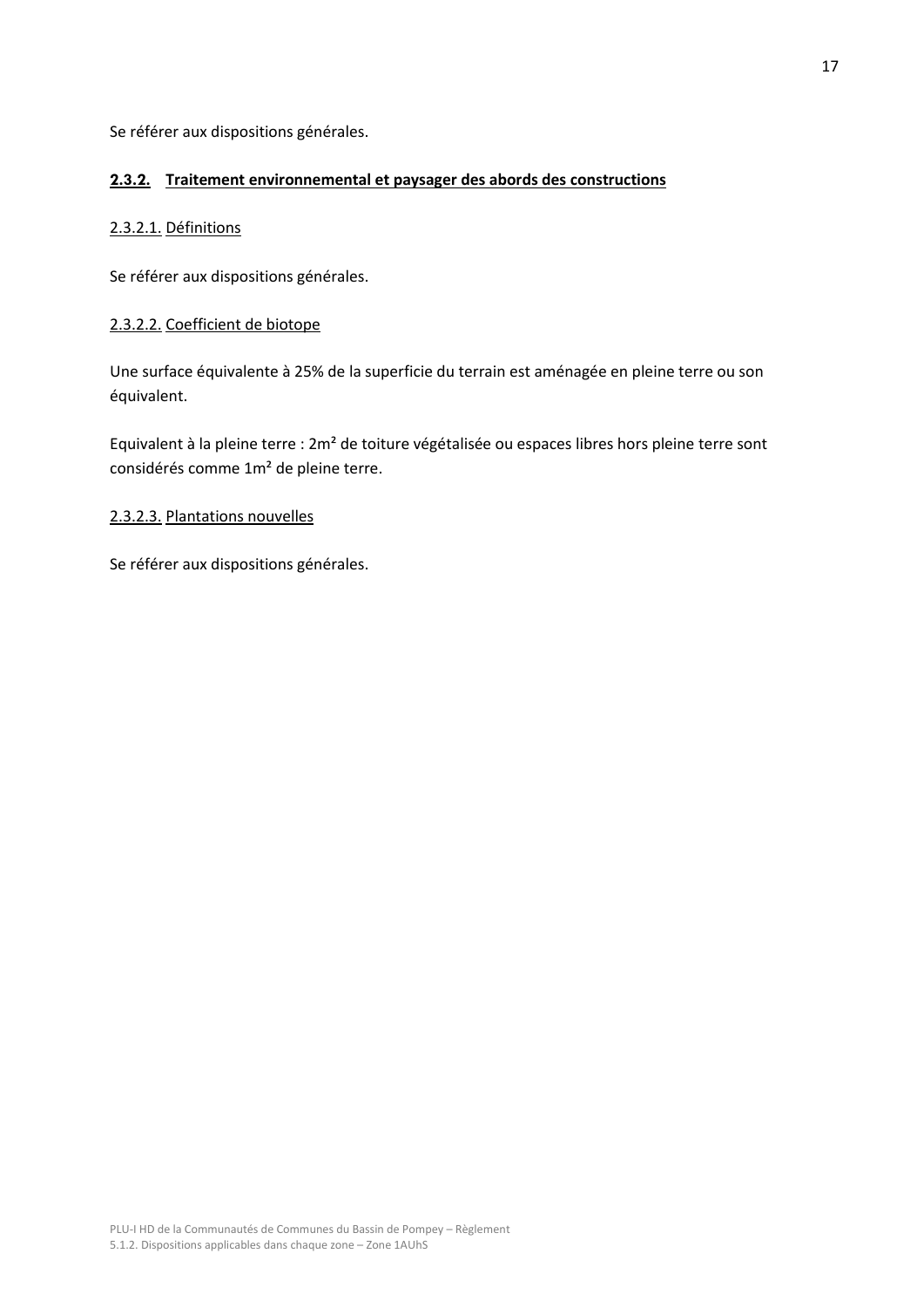Se référer aux dispositions générales.

#### 2.3.2. Traitement environnemental et paysager des abords des constructions

##### 2.3.2.1. Définitions

Se référer aux dispositions générales.

##### 2.3.2.2. Coefficient de biotope

Une surface équivalente à 25% de la superficie du terrain est aménagée en pleine terre ou son équivalent.

Equivalent à la pleine terre : 2m² de toiture végétalisée ou espaces libres hors pleine terre sont considérés comme 1m² de pleine terre.

##### 2.3.2.3. Plantations nouvelles

Se référer aux dispositions générales.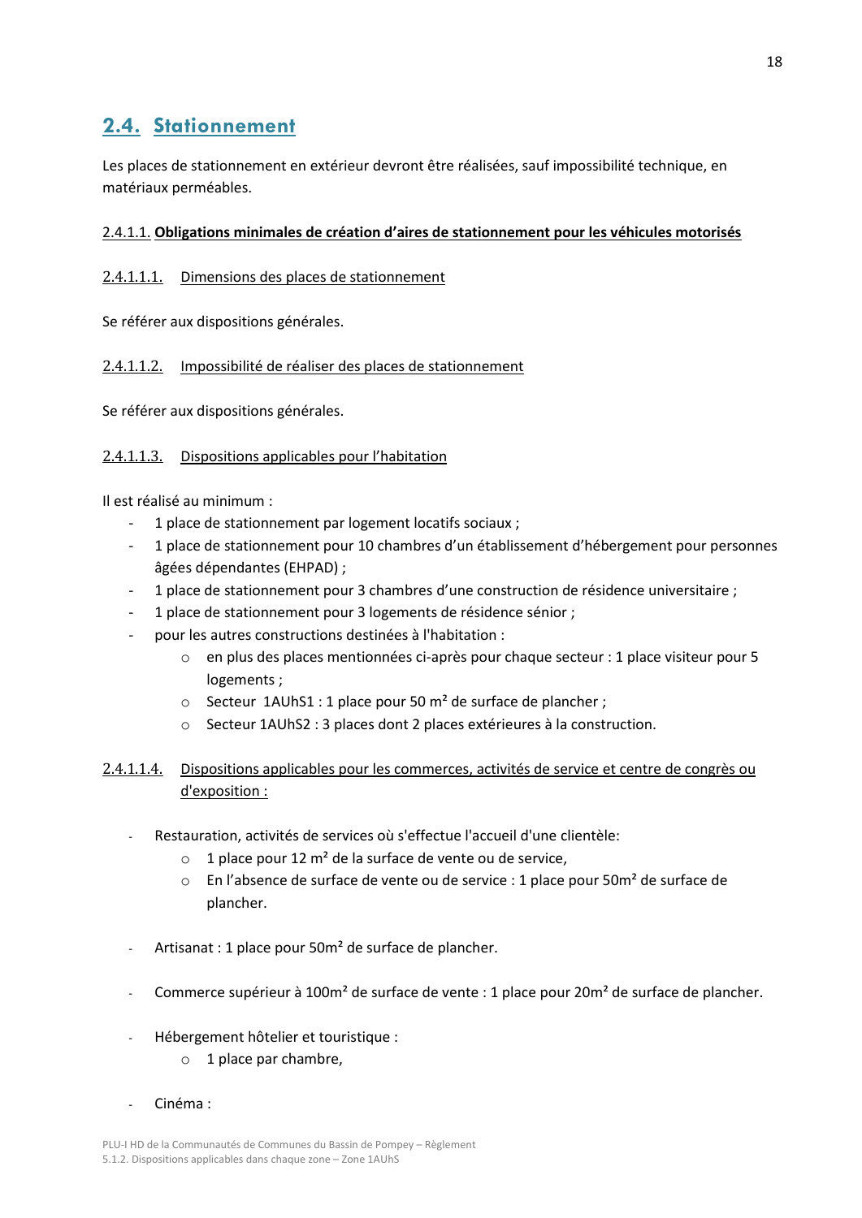## 2.4. Stationnement

Les places de stationnement en extérieur devront être réalisées, sauf impossibilité technique, en matériaux perméables.

### 2.4.1.1. **Obligations minimales de création d'aires de stationnement pour les véhicules motorisés**

#### 2.4.1.1.1. Dimensions des places de stationnement

Se référer aux dispositions générales.

#### 2.4.1.1.2. Impossibilité de réaliser des places de stationnement

Se référer aux dispositions générales.

#### 2.4.1.1.3. Dispositions applicables pour l'habitation

Il est réalisé au minimum :

- 1 place de stationnement par logement locatifs sociaux ;
- 1 place de stationnement pour 10 chambres d'un établissement d'hébergement pour personnes âgées dépendantes (EHPAD) ;
- 1 place de stationnement pour 3 chambres d'une construction de résidence universitaire ;
- 1 place de stationnement pour 3 logements de résidence sénior ;
- pour les autres constructions destinées à l'habitation :
  - en plus des places mentionnées ci-après pour chaque secteur : 1 place visiteur pour 5 logements ;
  - Secteur 1AUhS1 : 1 place pour 50 m² de surface de plancher ;
  - Secteur 1AUhS2 : 3 places dont 2 places extérieures à la construction.

#### 2.4.1.1.4. Dispositions applicables pour les commerces, activités de service et centre de congrès ou d'exposition :

- Restauration, activités de services où s'effectue l'accueil d'une clientèle:
  - 1 place pour 12 m² de la surface de vente ou de service,
  - En l'absence de surface de vente ou de service : 1 place pour 50m² de surface de plancher.

- Artisanat : 1 place pour 50m² de surface de plancher.

- Commerce supérieur à 100m² de surface de vente : 1 place pour 20m² de surface de plancher.

- Hébergement hôtelier et touristique :
  - 1 place par chambre,

- Cinéma :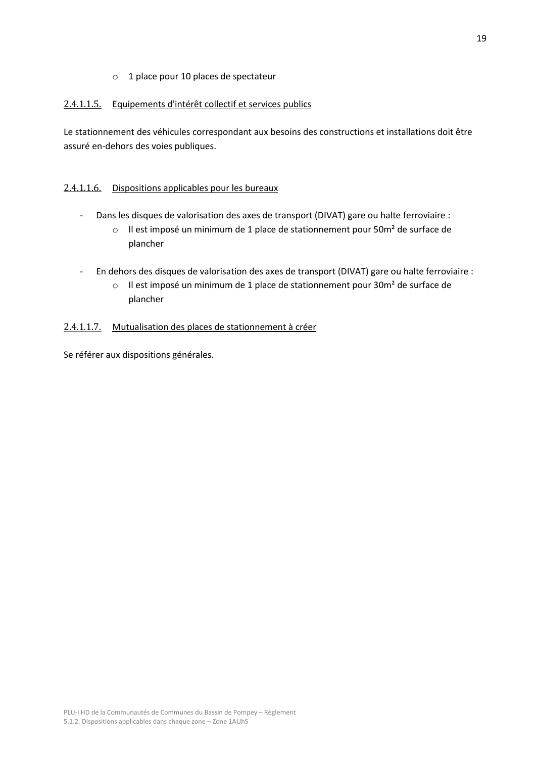- 1 place pour 10 places de spectateur

#### 2.4.1.1.5. Equipements d'intérêt collectif et services publics

Le stationnement des véhicules correspondant aux besoins des constructions et installations doit être assuré en-dehors des voies publiques.

#### 2.4.1.1.6. Dispositions applicables pour les bureaux

- Dans les disques de valorisation des axes de transport (DIVAT) gare ou halte ferroviaire :
  - Il est imposé un minimum de 1 place de stationnement pour 50m² de surface de plancher

- En dehors des disques de valorisation des axes de transport (DIVAT) gare ou halte ferroviaire :
  - Il est imposé un minimum de 1 place de stationnement pour 30m² de surface de plancher

#### 2.4.1.1.7. Mutualisation des places de stationnement à créer

Se référer aux dispositions générales.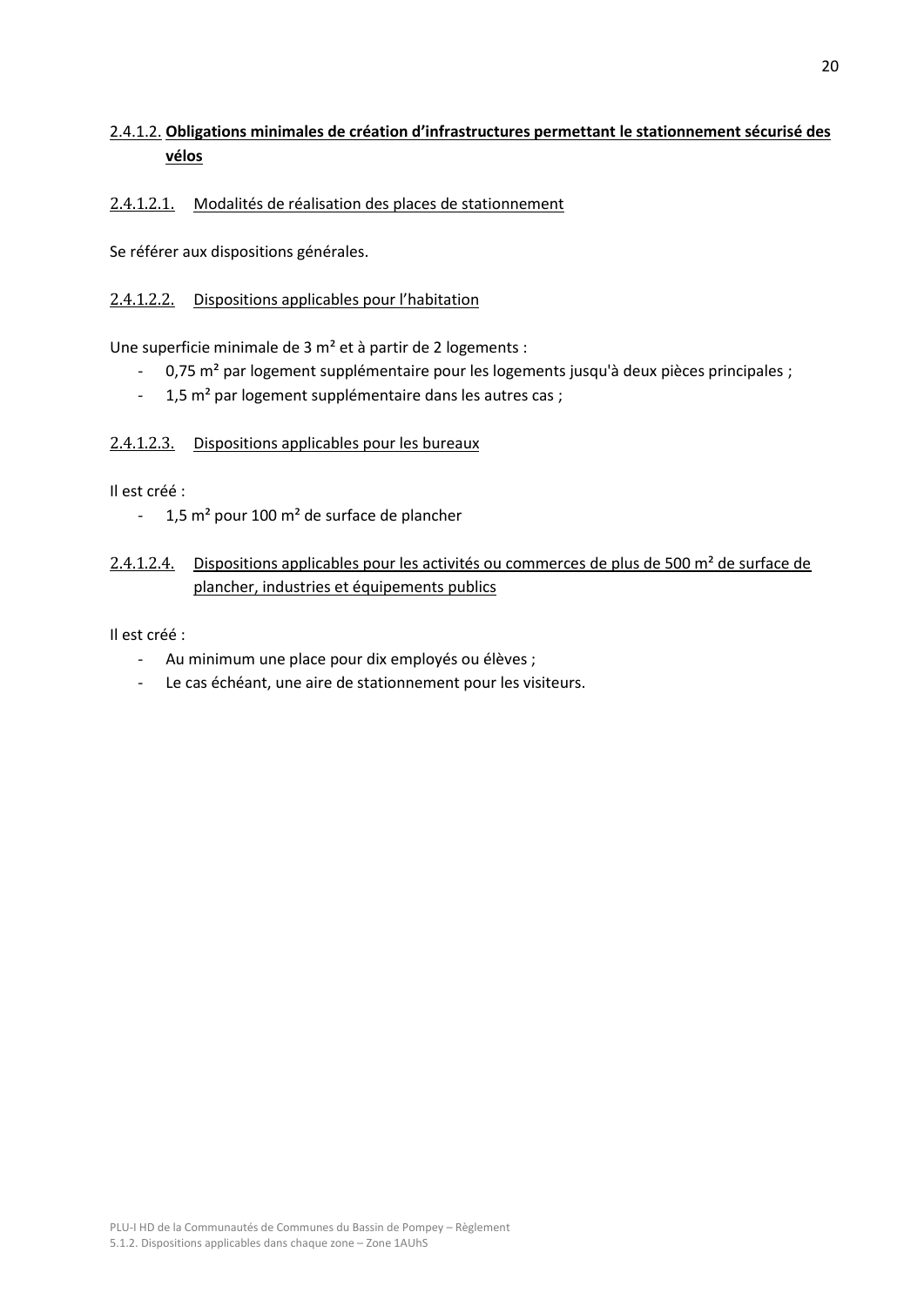### 2.4.1.2. **Obligations minimales de création d'infrastructures permettant le stationnement sécurisé des vélos**

#### 2.4.1.2.1. Modalités de réalisation des places de stationnement

Se référer aux dispositions générales.

#### 2.4.1.2.2. Dispositions applicables pour l'habitation

Une superficie minimale de 3 m² et à partir de 2 logements :

- 0,75 m² par logement supplémentaire pour les logements jusqu'à deux pièces principales ;
- 1,5 m² par logement supplémentaire dans les autres cas ;

#### 2.4.1.2.3. Dispositions applicables pour les bureaux

Il est créé :

- 1,5 m² pour 100 m² de surface de plancher

#### 2.4.1.2.4. Dispositions applicables pour les activités ou commerces de plus de 500 m² de surface de plancher, industries et équipements publics

Il est créé :

- Au minimum une place pour dix employés ou élèves ;
- Le cas échéant, une aire de stationnement pour les visiteurs.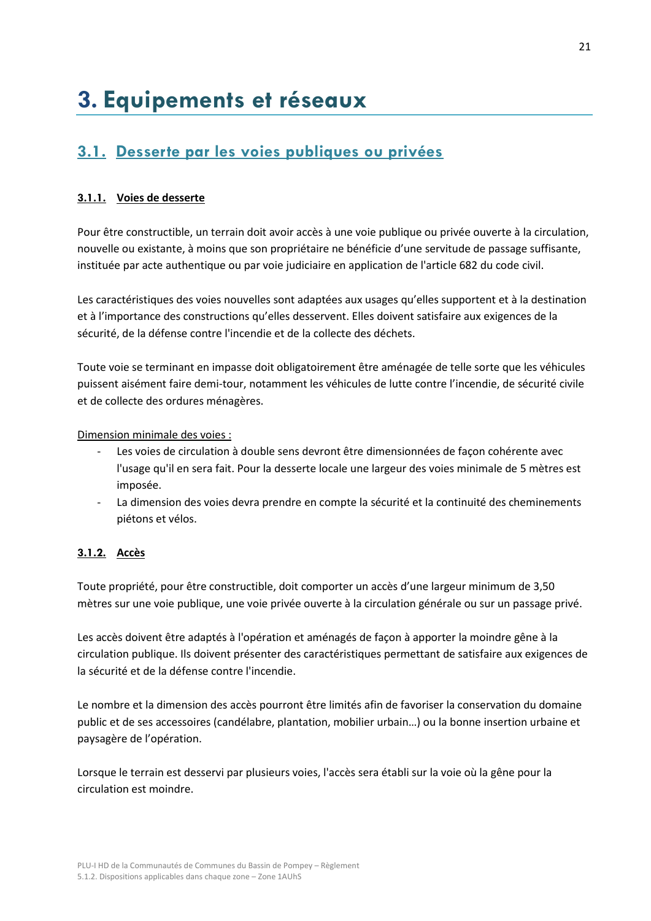# 3. Equipements et réseaux

## 3.1. Desserte par les voies publiques ou privées

### 3.1.1. Voies de desserte

Pour être constructible, un terrain doit avoir accès à une voie publique ou privée ouverte à la circulation, nouvelle ou existante, à moins que son propriétaire ne bénéficie d'une servitude de passage suffisante, instituée par acte authentique ou par voie judiciaire en application de l'article 682 du code civil.

Les caractéristiques des voies nouvelles sont adaptées aux usages qu'elles supportent et à la destination et à l'importance des constructions qu'elles desservent. Elles doivent satisfaire aux exigences de la sécurité, de la défense contre l'incendie et de la collecte des déchets.

Toute voie se terminant en impasse doit obligatoirement être aménagée de telle sorte que les véhicules puissent aisément faire demi-tour, notamment les véhicules de lutte contre l'incendie, de sécurité civile et de collecte des ordures ménagères.

Dimension minimale des voies :

- Les voies de circulation à double sens devront être dimensionnées de façon cohérente avec l'usage qu'il en sera fait. Pour la desserte locale une largeur des voies minimale de 5 mètres est imposée.
- La dimension des voies devra prendre en compte la sécurité et la continuité des cheminements piétons et vélos.

### 3.1.2. Accès

Toute propriété, pour être constructible, doit comporter un accès d'une largeur minimum de 3,50 mètres sur une voie publique, une voie privée ouverte à la circulation générale ou sur un passage privé.

Les accès doivent être adaptés à l'opération et aménagés de façon à apporter la moindre gêne à la circulation publique. Ils doivent présenter des caractéristiques permettant de satisfaire aux exigences de la sécurité et de la défense contre l'incendie.

Le nombre et la dimension des accès pourront être limités afin de favoriser la conservation du domaine public et de ses accessoires (candélabre, plantation, mobilier urbain…) ou la bonne insertion urbaine et paysagère de l'opération.

Lorsque le terrain est desservi par plusieurs voies, l'accès sera établi sur la voie où la gêne pour la circulation est moindre.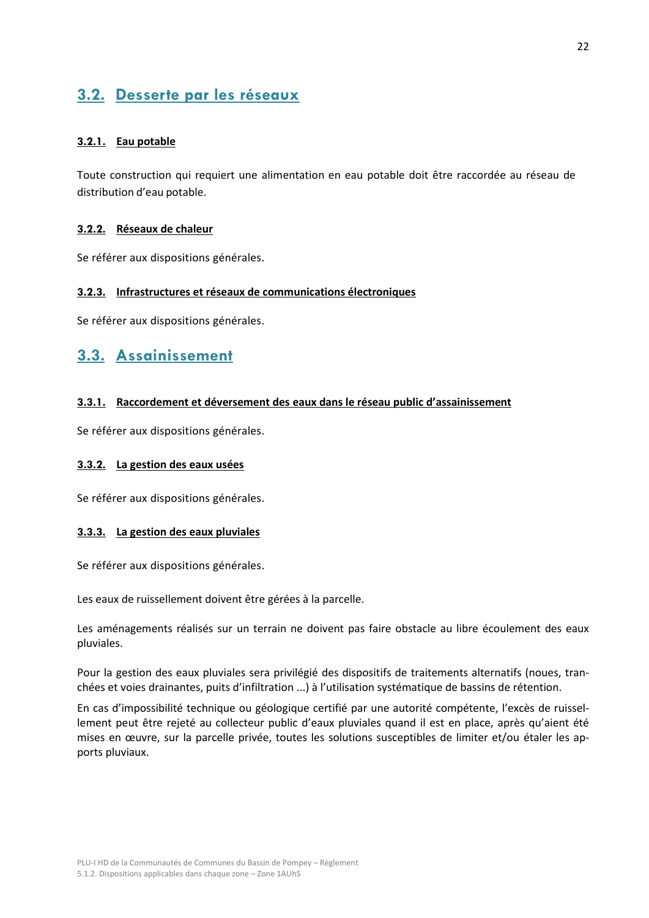## 3.2. Desserte par les réseaux

### 3.2.1. Eau potable

Toute construction qui requiert une alimentation en eau potable doit être raccordée au réseau de distribution d'eau potable.

### 3.2.2. Réseaux de chaleur

Se référer aux dispositions générales.

### 3.2.3. Infrastructures et réseaux de communications électroniques

Se référer aux dispositions générales.

## 3.3. Assainissement

### 3.3.1. Raccordement et déversement des eaux dans le réseau public d'assainissement

Se référer aux dispositions générales.

### 3.3.2. La gestion des eaux usées

Se référer aux dispositions générales.

### 3.3.3. La gestion des eaux pluviales

Se référer aux dispositions générales.

Les eaux de ruissellement doivent être gérées à la parcelle.

Les aménagements réalisés sur un terrain ne doivent pas faire obstacle au libre écoulement des eaux pluviales.

Pour la gestion des eaux pluviales sera privilégié des dispositifs de traitements alternatifs (noues, tranchées et voies drainantes, puits d'infiltration ...) à l'utilisation systématique de bassins de rétention.

En cas d'impossibilité technique ou géologique certifié par une autorité compétente, l'excès de ruissellement peut être rejeté au collecteur public d'eaux pluviales quand il est en place, après qu'aient été mises en œuvre, sur la parcelle privée, toutes les solutions susceptibles de limiter et/ou étaler les apports pluviaux.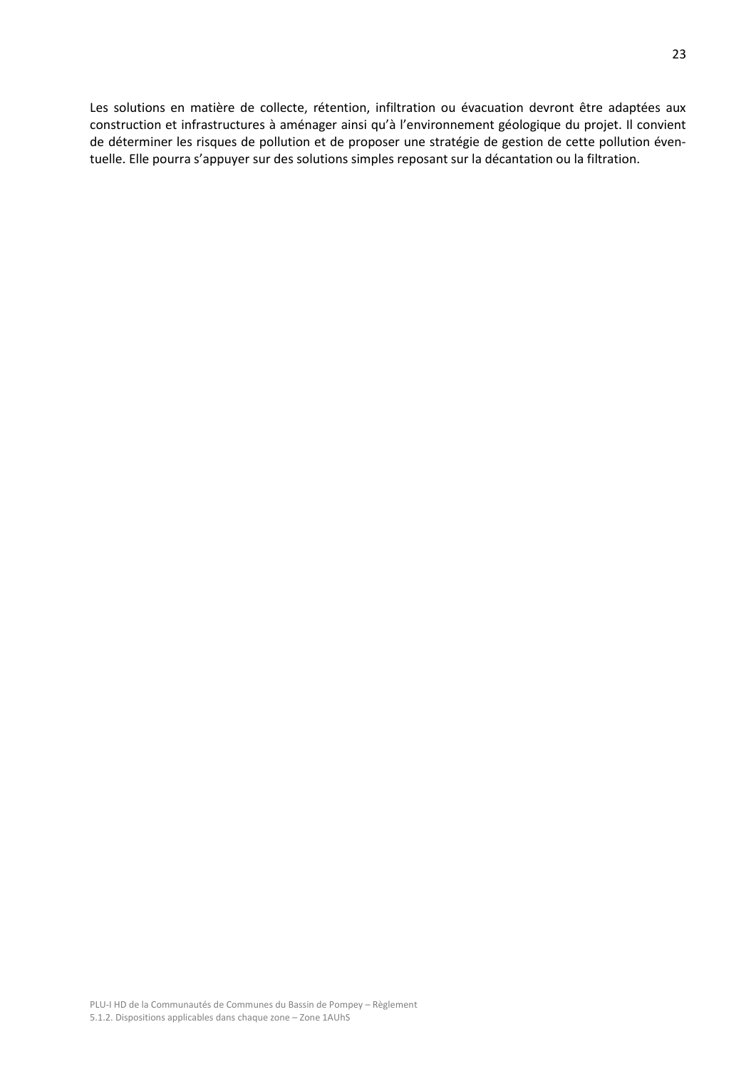Les solutions en matière de collecte, rétention, infiltration ou évacuation devront être adaptées aux construction et infrastructures à aménager ainsi qu'à l'environnement géologique du projet. Il convient de déterminer les risques de pollution et de proposer une stratégie de gestion de cette pollution éventuelle. Elle pourra s'appuyer sur des solutions simples reposant sur la décantation ou la filtration.